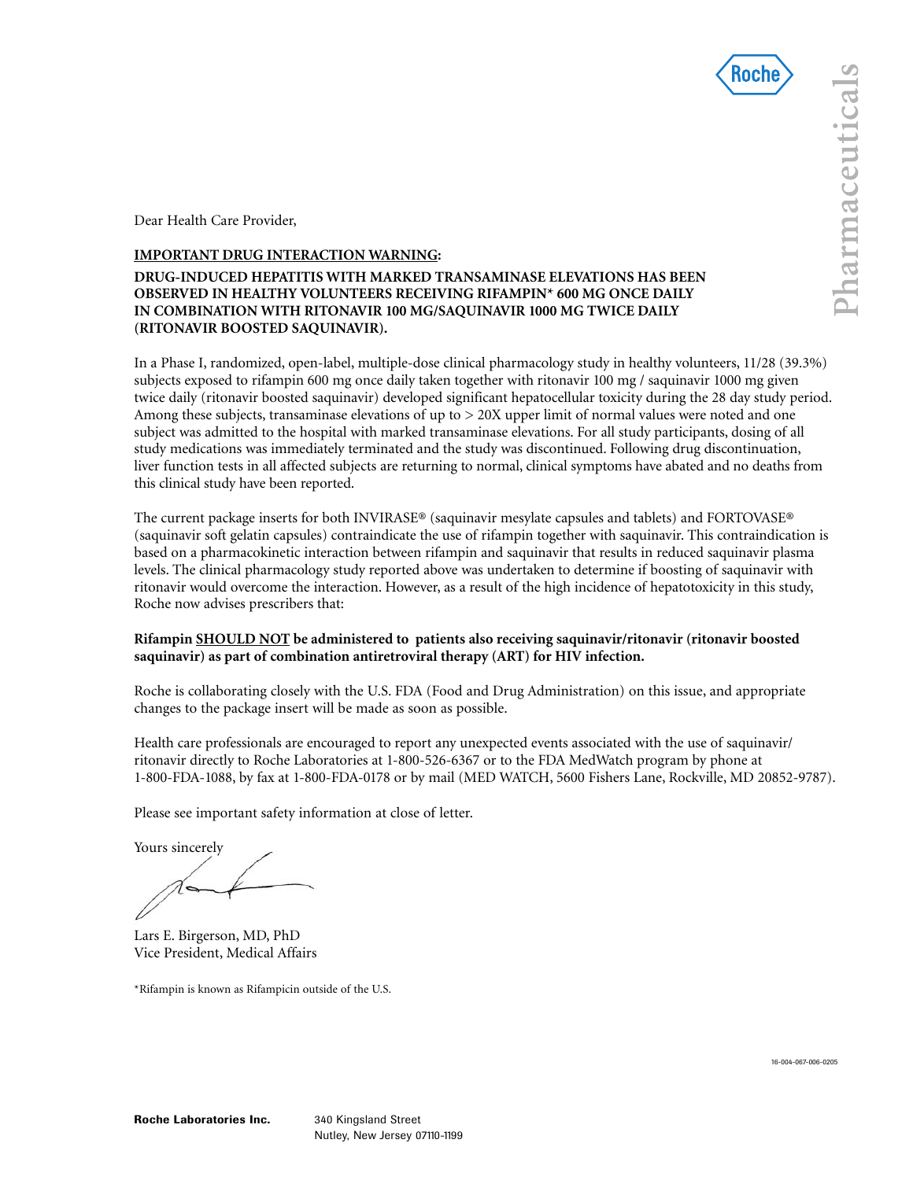Dear Health Care Provider,

**<u>IMPORTANT DRUG INTERACTION WARNING</u>:**

**DRUG-INDUCED HEPATITIS WITH MARKED TRANSAMINASE ELEVATIONS HAS BEEN OBSERVED IN HEALTHY VOLUNTEERS RECEIVING RIFAMPIN* 600 MG ONCE DAILY IN COMBINATION WITH RITONAVIR 100 MG/SAQUINAVIR 1000 MG TWICE DAILY (RITONAVIR BOOSTED SAQUINAVIR).**

In a Phase I, randomized, open-label, multiple-dose clinical pharmacology study in healthy volunteers, 11/28 (39.3%) subjects exposed to rifampin 600 mg once daily taken together with ritonavir 100 mg / saquinavir 1000 mg given twice daily (ritonavir boosted saquinavir) developed significant hepatocellular toxicity during the 28 day study period. Among these subjects, transaminase elevations of up to > 20X upper limit of normal values were noted and one subject was admitted to the hospital with marked transaminase elevations. For all study participants, dosing of all study medications was immediately terminated and the study was discontinued. Following drug discontinuation, liver function tests in all affected subjects are returning to normal, clinical symptoms have abated and no deaths from this clinical study have been reported.

The current package inserts for both INVIRASE® (saquinavir mesylate capsules and tablets) and FORTOVASE® (saquinavir soft gelatin capsules) contraindicate the use of rifampin together with saquinavir. This contraindication is based on a pharmacokinetic interaction between rifampin and saquinavir that results in reduced saquinavir plasma levels. The clinical pharmacology study reported above was undertaken to determine if boosting of saquinavir with ritonavir would overcome the interaction. However, as a result of the high incidence of hepatotoxicity in this study, Roche now advises prescribers that:

**Rifampin <u>SHOULD NOT</u> be administered to patients also receiving saquinavir/ritonavir (ritonavir boosted saquinavir) as part of combination antiretroviral therapy (ART) for HIV infection.**

Roche is collaborating closely with the U.S. FDA (Food and Drug Administration) on this issue, and appropriate changes to the package insert will be made as soon as possible.

Health care professionals are encouraged to report any unexpected events associated with the use of saquinavir/ritonavir directly to Roche Laboratories at 1-800-526-6367 or to the FDA MedWatch program by phone at 1-800-FDA-1088, by fax at 1-800-FDA-0178 or by mail (MED WATCH, 5600 Fishers Lane, Rockville, MD 20852-9787).

Please see important safety information at close of letter.

Yours sincerely

Lars E. Birgerson, MD, PhD
Vice President, Medical Affairs

*Rifampin is known as Rifampicin outside of the U.S.

16-004-067-006-0205

**Roche Laboratories Inc.** 340 Kingsland Street
Nutley, New Jersey 07110-1199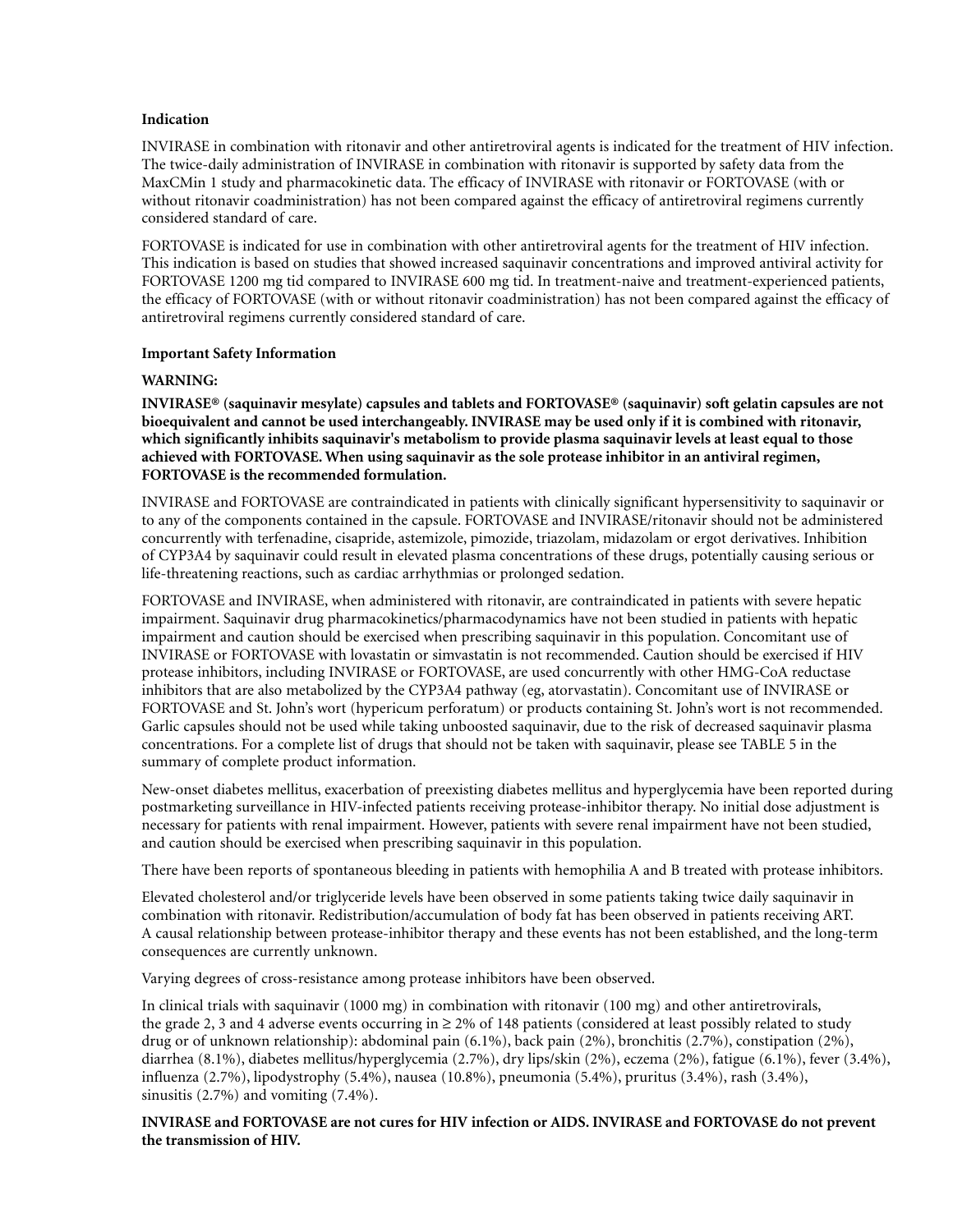**Indication**

INVIRASE in combination with ritonavir and other antiretroviral agents is indicated for the treatment of HIV infection. The twice-daily administration of INVIRASE in combination with ritonavir is supported by safety data from the MaxCMin 1 study and pharmacokinetic data. The efficacy of INVIRASE with ritonavir or FORTOVASE (with or without ritonavir coadministration) has not been compared against the efficacy of antiretroviral regimens currently considered standard of care.

FORTOVASE is indicated for use in combination with other antiretroviral agents for the treatment of HIV infection. This indication is based on studies that showed increased saquinavir concentrations and improved antiviral activity for FORTOVASE 1200 mg tid compared to INVIRASE 600 mg tid. In treatment-naive and treatment-experienced patients, the efficacy of FORTOVASE (with or without ritonavir coadministration) has not been compared against the efficacy of antiretroviral regimens currently considered standard of care.

**Important Safety Information**

**WARNING:**

**INVIRASE® (saquinavir mesylate) capsules and tablets and FORTOVASE® (saquinavir) soft gelatin capsules are not bioequivalent and cannot be used interchangeably. INVIRASE may be used only if it is combined with ritonavir, which significantly inhibits saquinavir's metabolism to provide plasma saquinavir levels at least equal to those achieved with FORTOVASE. When using saquinavir as the sole protease inhibitor in an antiviral regimen, FORTOVASE is the recommended formulation.**

INVIRASE and FORTOVASE are contraindicated in patients with clinically significant hypersensitivity to saquinavir or to any of the components contained in the capsule. FORTOVASE and INVIRASE/ritonavir should not be administered concurrently with terfenadine, cisapride, astemizole, pimozide, triazolam, midazolam or ergot derivatives. Inhibition of CYP3A4 by saquinavir could result in elevated plasma concentrations of these drugs, potentially causing serious or life-threatening reactions, such as cardiac arrhythmias or prolonged sedation.

FORTOVASE and INVIRASE, when administered with ritonavir, are contraindicated in patients with severe hepatic impairment. Saquinavir drug pharmacokinetics/pharmacodynamics have not been studied in patients with hepatic impairment and caution should be exercised when prescribing saquinavir in this population. Concomitant use of INVIRASE or FORTOVASE with lovastatin or simvastatin is not recommended. Caution should be exercised if HIV protease inhibitors, including INVIRASE or FORTOVASE, are used concurrently with other HMG-CoA reductase inhibitors that are also metabolized by the CYP3A4 pathway (eg, atorvastatin). Concomitant use of INVIRASE or FORTOVASE and St. John's wort (hypericum perforatum) or products containing St. John's wort is not recommended. Garlic capsules should not be used while taking unboosted saquinavir, due to the risk of decreased saquinavir plasma concentrations. For a complete list of drugs that should not be taken with saquinavir, please see TABLE 5 in the summary of complete product information.

New-onset diabetes mellitus, exacerbation of preexisting diabetes mellitus and hyperglycemia have been reported during postmarketing surveillance in HIV-infected patients receiving protease-inhibitor therapy. No initial dose adjustment is necessary for patients with renal impairment. However, patients with severe renal impairment have not been studied, and caution should be exercised when prescribing saquinavir in this population.

There have been reports of spontaneous bleeding in patients with hemophilia A and B treated with protease inhibitors.

Elevated cholesterol and/or triglyceride levels have been observed in some patients taking twice daily saquinavir in combination with ritonavir. Redistribution/accumulation of body fat has been observed in patients receiving ART. A causal relationship between protease-inhibitor therapy and these events has not been established, and the long-term consequences are currently unknown.

Varying degrees of cross-resistance among protease inhibitors have been observed.

In clinical trials with saquinavir (1000 mg) in combination with ritonavir (100 mg) and other antiretrovirals, the grade 2, 3 and 4 adverse events occurring in ≥ 2% of 148 patients (considered at least possibly related to study drug or of unknown relationship): abdominal pain (6.1%), back pain (2%), bronchitis (2.7%), constipation (2%), diarrhea (8.1%), diabetes mellitus/hyperglycemia (2.7%), dry lips/skin (2%), eczema (2%), fatigue (6.1%), fever (3.4%), influenza (2.7%), lipodystrophy (5.4%), nausea (10.8%), pneumonia (5.4%), pruritus (3.4%), rash (3.4%), sinusitis (2.7%) and vomiting (7.4%).

**INVIRASE and FORTOVASE are not cures for HIV infection or AIDS. INVIRASE and FORTOVASE do not prevent the transmission of HIV.**